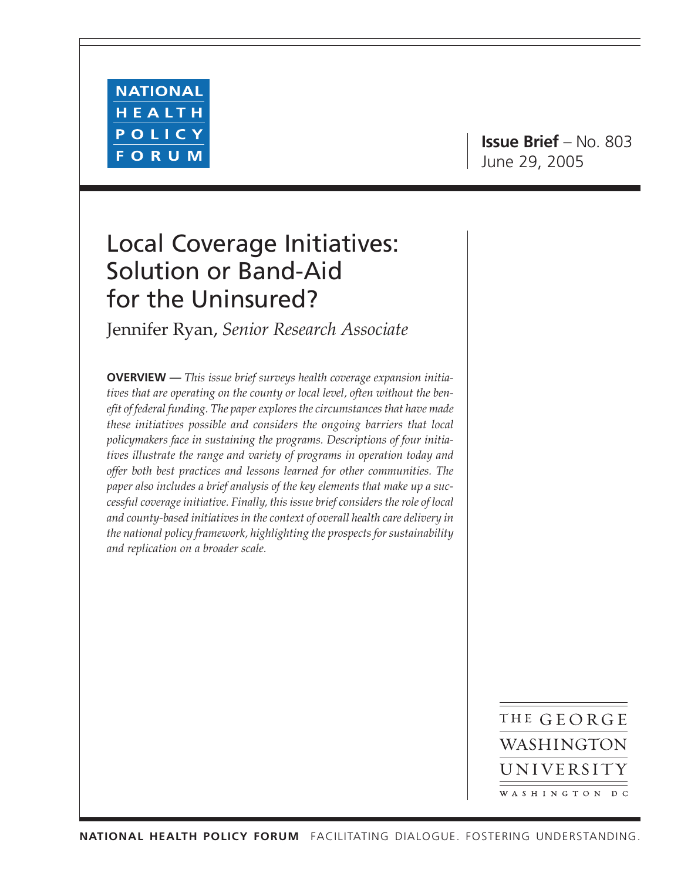NATIONAL HEALTH POLICY FORUM

**Issue Brief** – No. 803
June 29, 2005

# Local Coverage Initiatives: Solution or Band-Aid for the Uninsured?

Jennifer Ryan, *Senior Research Associate*

**OVERVIEW —** *This issue brief surveys health coverage expansion initiatives that are operating on the county or local level, often without the benefit of federal funding. The paper explores the circumstances that have made these initiatives possible and considers the ongoing barriers that local policymakers face in sustaining the programs. Descriptions of four initiatives illustrate the range and variety of programs in operation today and offer both best practices and lessons learned for other communities. The paper also includes a brief analysis of the key elements that make up a successful coverage initiative. Finally, this issue brief considers the role of local and county-based initiatives in the context of overall health care delivery in the national policy framework, highlighting the prospects for sustainability and replication on a broader scale.*

THE GEORGE WASHINGTON UNIVERSITY
WASHINGTON DC

NATIONAL HEALTH POLICY FORUM FACILITATING DIALOGUE. FOSTERING UNDERSTANDING.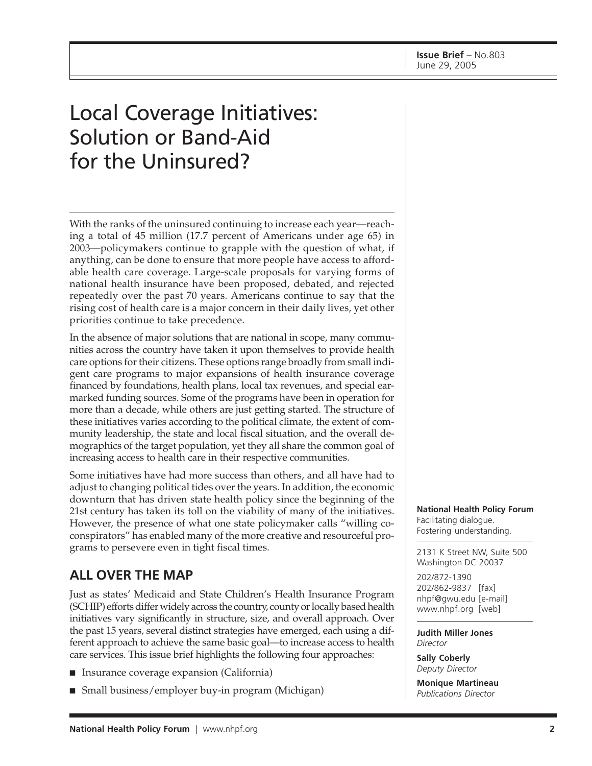Issue Brief – No.803
June 29, 2005

# Local Coverage Initiatives: Solution or Band-Aid for the Uninsured?

With the ranks of the uninsured continuing to increase each year—reaching a total of 45 million (17.7 percent of Americans under age 65) in 2003—policymakers continue to grapple with the question of what, if anything, can be done to ensure that more people have access to affordable health care coverage. Large-scale proposals for varying forms of national health insurance have been proposed, debated, and rejected repeatedly over the past 70 years. Americans continue to say that the rising cost of health care is a major concern in their daily lives, yet other priorities continue to take precedence.

In the absence of major solutions that are national in scope, many communities across the country have taken it upon themselves to provide health care options for their citizens. These options range broadly from small indigent care programs to major expansions of health insurance coverage financed by foundations, health plans, local tax revenues, and special earmarked funding sources. Some of the programs have been in operation for more than a decade, while others are just getting started. The structure of these initiatives varies according to the political climate, the extent of community leadership, the state and local fiscal situation, and the overall demographics of the target population, yet they all share the common goal of increasing access to health care in their respective communities.

Some initiatives have had more success than others, and all have had to adjust to changing political tides over the years. In addition, the economic downturn that has driven state health policy since the beginning of the 21st century has taken its toll on the viability of many of the initiatives. However, the presence of what one state policymaker calls "willing co-conspirators" has enabled many of the more creative and resourceful programs to persevere even in tight fiscal times.

## ALL OVER THE MAP

Just as states' Medicaid and State Children's Health Insurance Program (SCHIP) efforts differ widely across the country, county or locally based health initiatives vary significantly in structure, size, and overall approach. Over the past 15 years, several distinct strategies have emerged, each using a different approach to achieve the same basic goal—to increase access to health care services. This issue brief highlights the following four approaches:

- Insurance coverage expansion (California)
- Small business/employer buy-in program (Michigan)

**National Health Policy Forum**
Facilitating dialogue.
Fostering understanding.

2131 K Street NW, Suite 500
Washington DC 20037

202/872-1390
202/862-9837 [fax]
nhpf@gwu.edu [e-mail]
www.nhpf.org [web]

**Judith Miller Jones**
*Director*

**Sally Coberly**
*Deputy Director*

**Monique Martineau**
*Publications Director*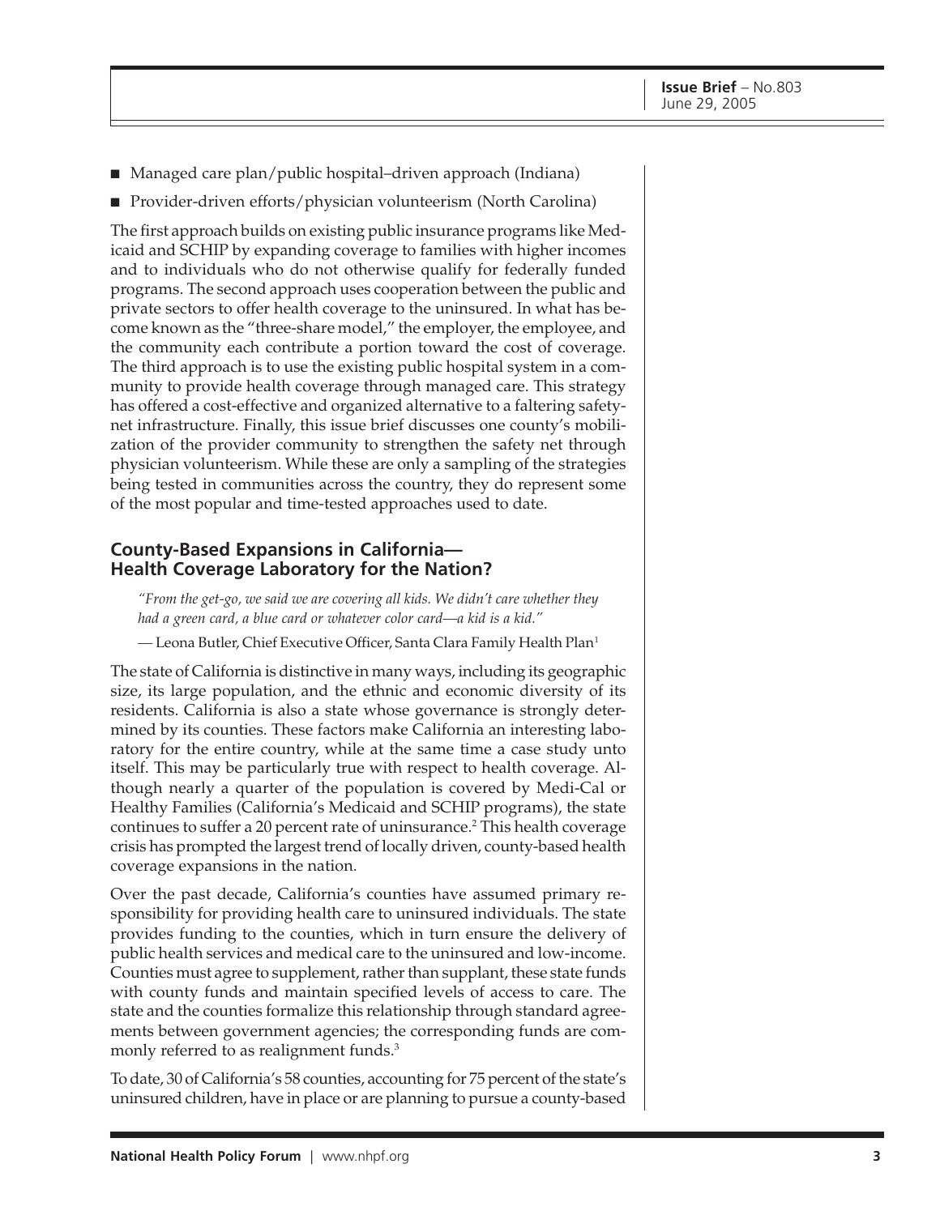- Managed care plan/public hospital–driven approach (Indiana)
- Provider-driven efforts/physician volunteerism (North Carolina)

The first approach builds on existing public insurance programs like Medicaid and SCHIP by expanding coverage to families with higher incomes and to individuals who do not otherwise qualify for federally funded programs. The second approach uses cooperation between the public and private sectors to offer health coverage to the uninsured. In what has become known as the "three-share model," the employer, the employee, and the community each contribute a portion toward the cost of coverage. The third approach is to use the existing public hospital system in a community to provide health coverage through managed care. This strategy has offered a cost-effective and organized alternative to a faltering safety-net infrastructure. Finally, this issue brief discusses one county's mobilization of the provider community to strengthen the safety net through physician volunteerism. While these are only a sampling of the strategies being tested in communities across the country, they do represent some of the most popular and time-tested approaches used to date.

## County-Based Expansions in California—Health Coverage Laboratory for the Nation?

*"From the get-go, we said we are covering all kids. We didn't care whether they had a green card, a blue card or whatever color card—a kid is a kid."*

— Leona Butler, Chief Executive Officer, Santa Clara Family Health Plan[1]

The state of California is distinctive in many ways, including its geographic size, its large population, and the ethnic and economic diversity of its residents. California is also a state whose governance is strongly determined by its counties. These factors make California an interesting laboratory for the entire country, while at the same time a case study unto itself. This may be particularly true with respect to health coverage. Although nearly a quarter of the population is covered by Medi-Cal or Healthy Families (California's Medicaid and SCHIP programs), the state continues to suffer a 20 percent rate of uninsurance.[2] This health coverage crisis has prompted the largest trend of locally driven, county-based health coverage expansions in the nation.

Over the past decade, California's counties have assumed primary responsibility for providing health care to uninsured individuals. The state provides funding to the counties, which in turn ensure the delivery of public health services and medical care to the uninsured and low-income. Counties must agree to supplement, rather than supplant, these state funds with county funds and maintain specified levels of access to care. The state and the counties formalize this relationship through standard agreements between government agencies; the corresponding funds are commonly referred to as realignment funds.[3]

To date, 30 of California's 58 counties, accounting for 75 percent of the state's uninsured children, have in place or are planning to pursue a county-based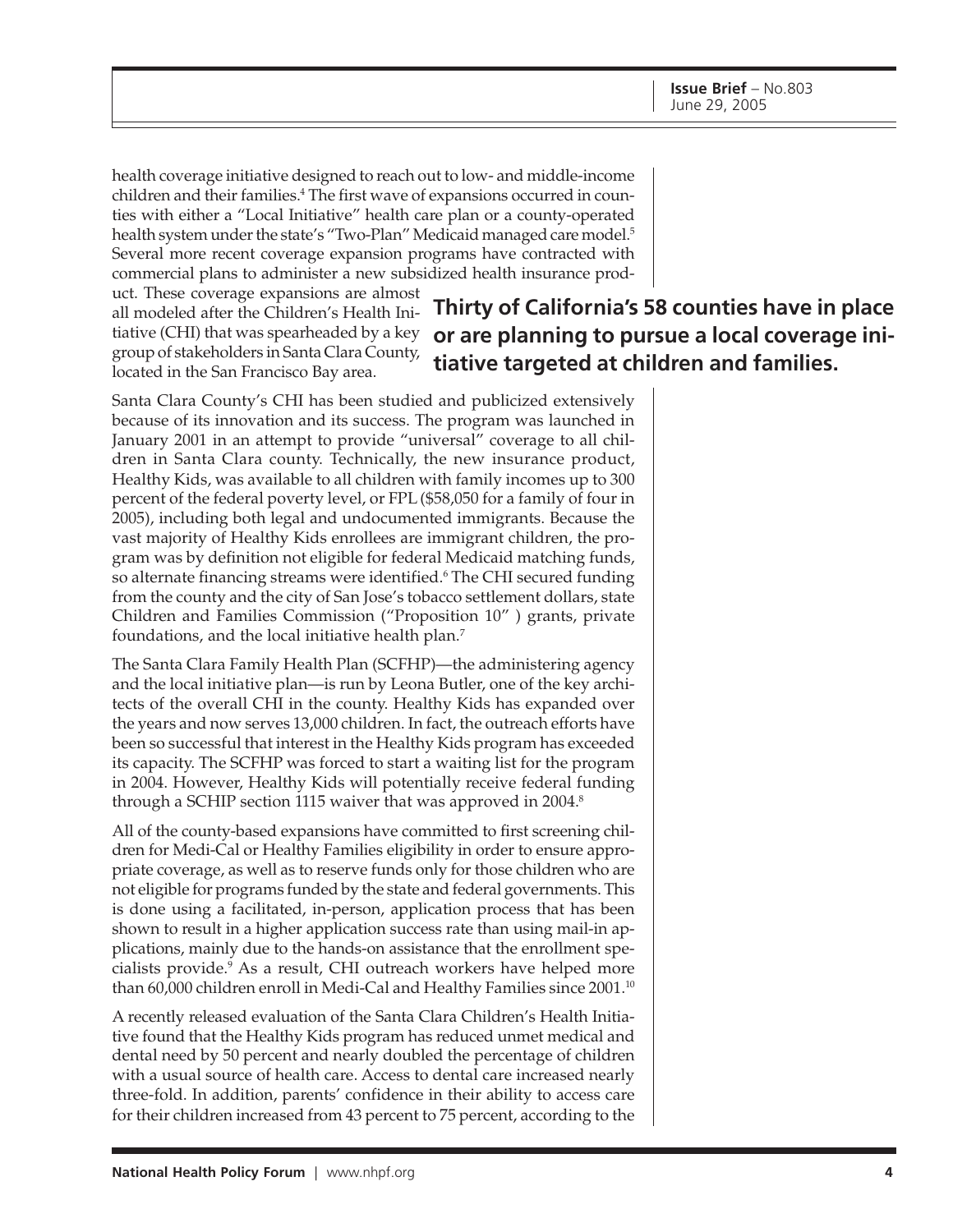health coverage initiative designed to reach out to low- and middle-income children and their families.[4] The first wave of expansions occurred in counties with either a "Local Initiative" health care plan or a county-operated health system under the state's "Two-Plan" Medicaid managed care model.[5] Several more recent coverage expansion programs have contracted with commercial plans to administer a new subsidized health insurance product. These coverage expansions are almost all modeled after the Children's Health Initiative (CHI) that was spearheaded by a key group of stakeholders in Santa Clara County, located in the San Francisco Bay area.

**Thirty of California's 58 counties have in place or are planning to pursue a local coverage initiative targeted at children and families.**

Santa Clara County's CHI has been studied and publicized extensively because of its innovation and its success. The program was launched in January 2001 in an attempt to provide "universal" coverage to all children in Santa Clara county. Technically, the new insurance product, Healthy Kids, was available to all children with family incomes up to 300 percent of the federal poverty level, or FPL ($58,050 for a family of four in 2005), including both legal and undocumented immigrants. Because the vast majority of Healthy Kids enrollees are immigrant children, the program was by definition not eligible for federal Medicaid matching funds, so alternate financing streams were identified.[6] The CHI secured funding from the county and the city of San Jose's tobacco settlement dollars, state Children and Families Commission ("Proposition 10" ) grants, private foundations, and the local initiative health plan.[7]

The Santa Clara Family Health Plan (SCFHP)—the administering agency and the local initiative plan—is run by Leona Butler, one of the key architects of the overall CHI in the county. Healthy Kids has expanded over the years and now serves 13,000 children. In fact, the outreach efforts have been so successful that interest in the Healthy Kids program has exceeded its capacity. The SCFHP was forced to start a waiting list for the program in 2004. However, Healthy Kids will potentially receive federal funding through a SCHIP section 1115 waiver that was approved in 2004.[8]

All of the county-based expansions have committed to first screening children for Medi-Cal or Healthy Families eligibility in order to ensure appropriate coverage, as well as to reserve funds only for those children who are not eligible for programs funded by the state and federal governments. This is done using a facilitated, in-person, application process that has been shown to result in a higher application success rate than using mail-in applications, mainly due to the hands-on assistance that the enrollment specialists provide.[9] As a result, CHI outreach workers have helped more than 60,000 children enroll in Medi-Cal and Healthy Families since 2001.[10]

A recently released evaluation of the Santa Clara Children's Health Initiative found that the Healthy Kids program has reduced unmet medical and dental need by 50 percent and nearly doubled the percentage of children with a usual source of health care. Access to dental care increased nearly three-fold. In addition, parents' confidence in their ability to access care for their children increased from 43 percent to 75 percent, according to the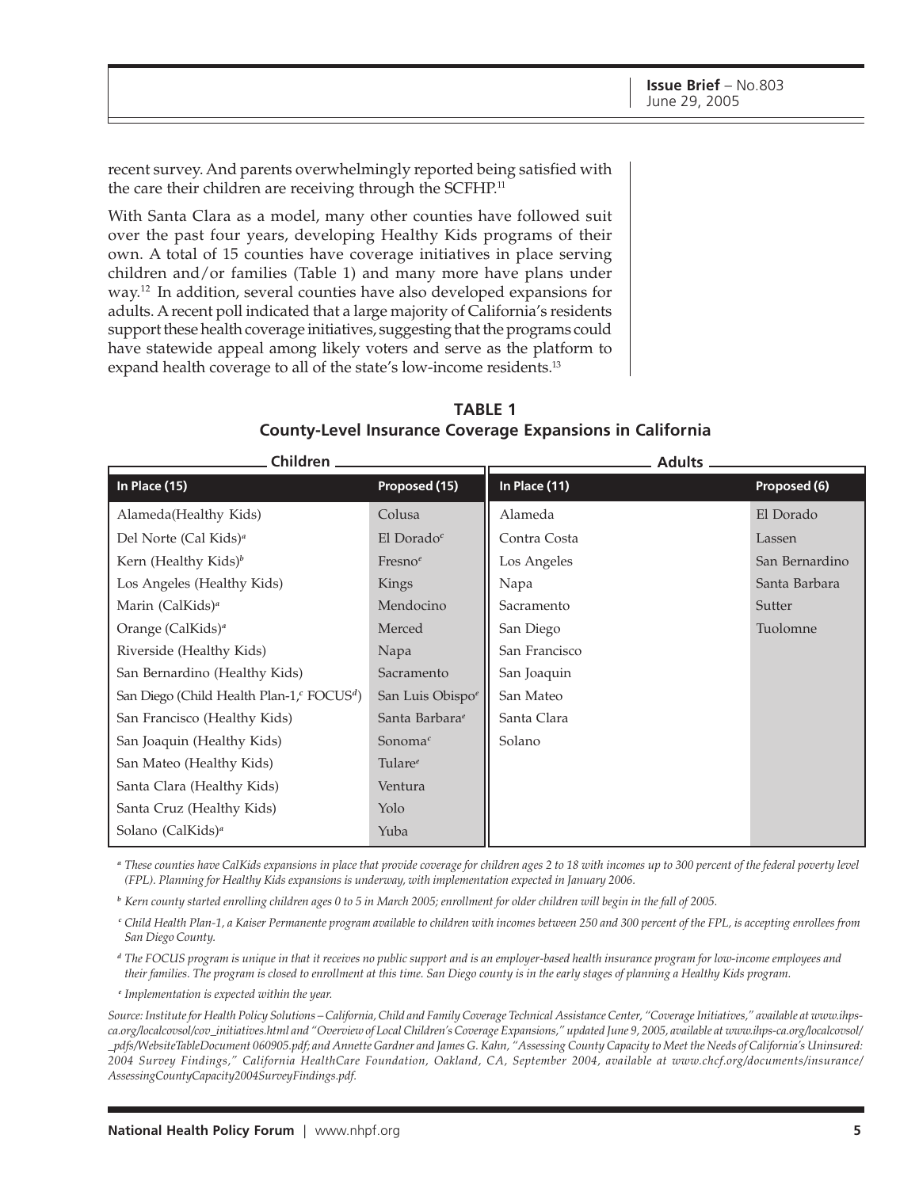recent survey. And parents overwhelmingly reported being satisfied with the care their children are receiving through the SCFHP.[11]

With Santa Clara as a model, many other counties have followed suit over the past four years, developing Healthy Kids programs of their own. A total of 15 counties have coverage initiatives in place serving children and/or families (Table 1) and many more have plans under way.[12] In addition, several counties have also developed expansions for adults. A recent poll indicated that a large majority of California's residents support these health coverage initiatives, suggesting that the programs could have statewide appeal among likely voters and serve as the platform to expand health coverage to all of the state's low-income residents.[13]

**TABLE 1**
**County-Level Insurance Coverage Expansions in California**

| Children | | Adults | |
|---|---|---|---|
| **In Place (15)** | **Proposed (15)** | **In Place (11)** | **Proposed (6)** |
| Alameda(Healthy Kids) | Colusa | Alameda | El Dorado |
| Del Norte (Cal Kids)[a] | El Dorado[c] | Contra Costa | Lassen |
| Kern (Healthy Kids)[b] | Fresno[e] | Los Angeles | San Bernardino |
| Los Angeles (Healthy Kids) | Kings | Napa | Santa Barbara |
| Marin (CalKids)[a] | Mendocino | Sacramento | Sutter |
| Orange (CalKids)[a] | Merced | San Diego | Tuolomne |
| Riverside (Healthy Kids) | Napa | San Francisco | |
| San Bernardino (Healthy Kids) | Sacramento | San Joaquin | |
| San Diego (Child Health Plan-1,[c] FOCUS[d]) | San Luis Obispo[e] | San Mateo | |
| San Francisco (Healthy Kids) | Santa Barbara[e] | Santa Clara | |
| San Joaquin (Healthy Kids) | Sonoma[c] | Solano | |
| San Mateo (Healthy Kids) | Tulare[e] | | |
| Santa Clara (Healthy Kids) | Ventura | | |
| Santa Cruz (Healthy Kids) | Yolo | | |
| Solano (CalKids)[a] | Yuba | | |

[a] *These counties have CalKids expansions in place that provide coverage for children ages 2 to 18 with incomes up to 300 percent of the federal poverty level (FPL). Planning for Healthy Kids expansions is underway, with implementation expected in January 2006.*

[b] *Kern county started enrolling children ages 0 to 5 in March 2005; enrollment for older children will begin in the fall of 2005.*

[c] *Child Health Plan-1, a Kaiser Permanente program available to children with incomes between 250 and 300 percent of the FPL, is accepting enrollees from San Diego County.*

[d] *The FOCUS program is unique in that it receives no public support and is an employer-based health insurance program for low-income employees and their families. The program is closed to enrollment at this time. San Diego county is in the early stages of planning a Healthy Kids program.*

[e] *Implementation is expected within the year.*

*Source: Institute for Health Policy Solutions – California, Child and Family Coverage Technical Assistance Center, "Coverage Initiatives," available at www.ihps-ca.org/localcovsol/cov_initiatives.html and "Overview of Local Children's Coverage Expansions," updated June 9, 2005, available at www.ihps-ca.org/localcovsol/_pdfs/WebsiteTableDocument 060905.pdf; and Annette Gardner and James G. Kahn, "Assessing County Capacity to Meet the Needs of California's Uninsured: 2004 Survey Findings," California HealthCare Foundation, Oakland, CA, September 2004, available at www.chcf.org/documents/insurance/AssessingCountyCapacity2004SurveyFindings.pdf.*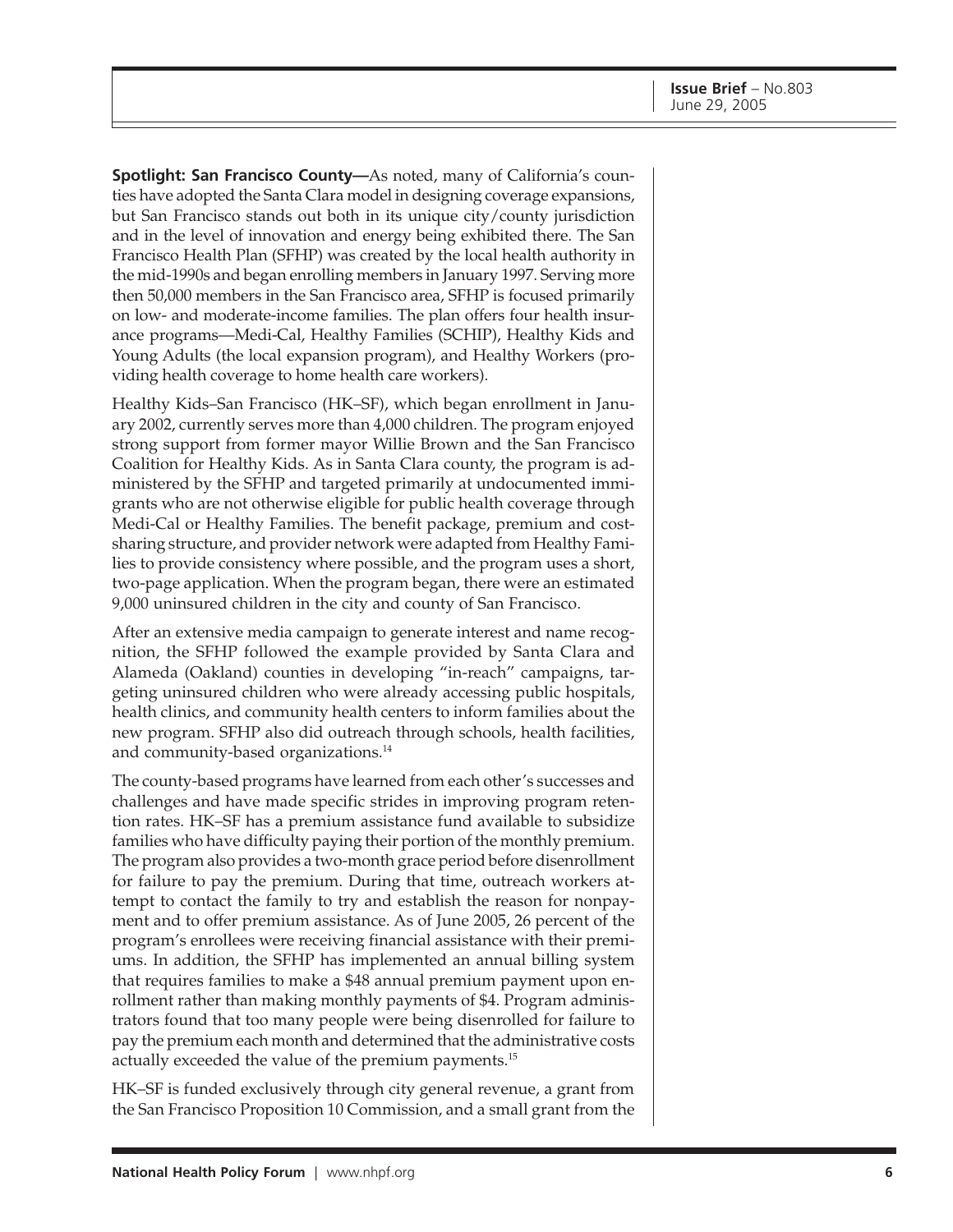**Spotlight: San Francisco County—**As noted, many of California's counties have adopted the Santa Clara model in designing coverage expansions, but San Francisco stands out both in its unique city/county jurisdiction and in the level of innovation and energy being exhibited there. The San Francisco Health Plan (SFHP) was created by the local health authority in the mid-1990s and began enrolling members in January 1997. Serving more then 50,000 members in the San Francisco area, SFHP is focused primarily on low- and moderate-income families. The plan offers four health insurance programs—Medi-Cal, Healthy Families (SCHIP), Healthy Kids and Young Adults (the local expansion program), and Healthy Workers (providing health coverage to home health care workers).

Healthy Kids–San Francisco (HK–SF), which began enrollment in January 2002, currently serves more than 4,000 children. The program enjoyed strong support from former mayor Willie Brown and the San Francisco Coalition for Healthy Kids. As in Santa Clara county, the program is administered by the SFHP and targeted primarily at undocumented immigrants who are not otherwise eligible for public health coverage through Medi-Cal or Healthy Families. The benefit package, premium and cost-sharing structure, and provider network were adapted from Healthy Families to provide consistency where possible, and the program uses a short, two-page application. When the program began, there were an estimated 9,000 uninsured children in the city and county of San Francisco.

After an extensive media campaign to generate interest and name recognition, the SFHP followed the example provided by Santa Clara and Alameda (Oakland) counties in developing "in-reach" campaigns, targeting uninsured children who were already accessing public hospitals, health clinics, and community health centers to inform families about the new program. SFHP also did outreach through schools, health facilities, and community-based organizations.[14]

The county-based programs have learned from each other's successes and challenges and have made specific strides in improving program retention rates. HK–SF has a premium assistance fund available to subsidize families who have difficulty paying their portion of the monthly premium. The program also provides a two-month grace period before disenrollment for failure to pay the premium. During that time, outreach workers attempt to contact the family to try and establish the reason for nonpayment and to offer premium assistance. As of June 2005, 26 percent of the program's enrollees were receiving financial assistance with their premiums. In addition, the SFHP has implemented an annual billing system that requires families to make a $48 annual premium payment upon enrollment rather than making monthly payments of $4. Program administrators found that too many people were being disenrolled for failure to pay the premium each month and determined that the administrative costs actually exceeded the value of the premium payments.[15]

HK–SF is funded exclusively through city general revenue, a grant from the San Francisco Proposition 10 Commission, and a small grant from the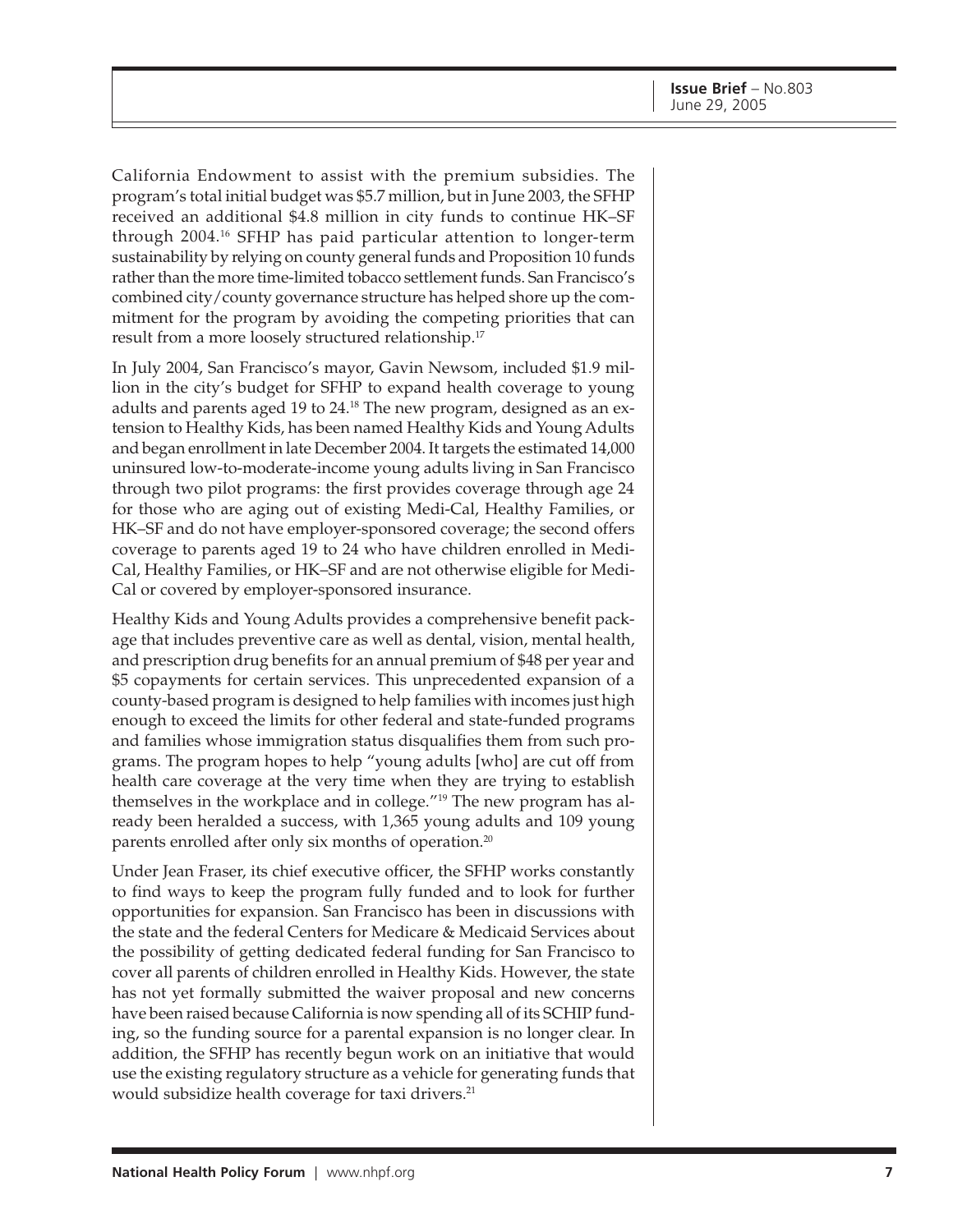California Endowment to assist with the premium subsidies. The program's total initial budget was $5.7 million, but in June 2003, the SFHP received an additional $4.8 million in city funds to continue HK–SF through 2004.[16] SFHP has paid particular attention to longer-term sustainability by relying on county general funds and Proposition 10 funds rather than the more time-limited tobacco settlement funds. San Francisco's combined city/county governance structure has helped shore up the commitment for the program by avoiding the competing priorities that can result from a more loosely structured relationship.[17]

In July 2004, San Francisco's mayor, Gavin Newsom, included $1.9 million in the city's budget for SFHP to expand health coverage to young adults and parents aged 19 to 24.[18] The new program, designed as an extension to Healthy Kids, has been named Healthy Kids and Young Adults and began enrollment in late December 2004. It targets the estimated 14,000 uninsured low-to-moderate-income young adults living in San Francisco through two pilot programs: the first provides coverage through age 24 for those who are aging out of existing Medi-Cal, Healthy Families, or HK–SF and do not have employer-sponsored coverage; the second offers coverage to parents aged 19 to 24 who have children enrolled in Medi-Cal, Healthy Families, or HK–SF and are not otherwise eligible for Medi-Cal or covered by employer-sponsored insurance.

Healthy Kids and Young Adults provides a comprehensive benefit package that includes preventive care as well as dental, vision, mental health, and prescription drug benefits for an annual premium of $48 per year and $5 copayments for certain services. This unprecedented expansion of a county-based program is designed to help families with incomes just high enough to exceed the limits for other federal and state-funded programs and families whose immigration status disqualifies them from such programs. The program hopes to help "young adults [who] are cut off from health care coverage at the very time when they are trying to establish themselves in the workplace and in college."[19] The new program has already been heralded a success, with 1,365 young adults and 109 young parents enrolled after only six months of operation.[20]

Under Jean Fraser, its chief executive officer, the SFHP works constantly to find ways to keep the program fully funded and to look for further opportunities for expansion. San Francisco has been in discussions with the state and the federal Centers for Medicare & Medicaid Services about the possibility of getting dedicated federal funding for San Francisco to cover all parents of children enrolled in Healthy Kids. However, the state has not yet formally submitted the waiver proposal and new concerns have been raised because California is now spending all of its SCHIP funding, so the funding source for a parental expansion is no longer clear. In addition, the SFHP has recently begun work on an initiative that would use the existing regulatory structure as a vehicle for generating funds that would subsidize health coverage for taxi drivers.[21]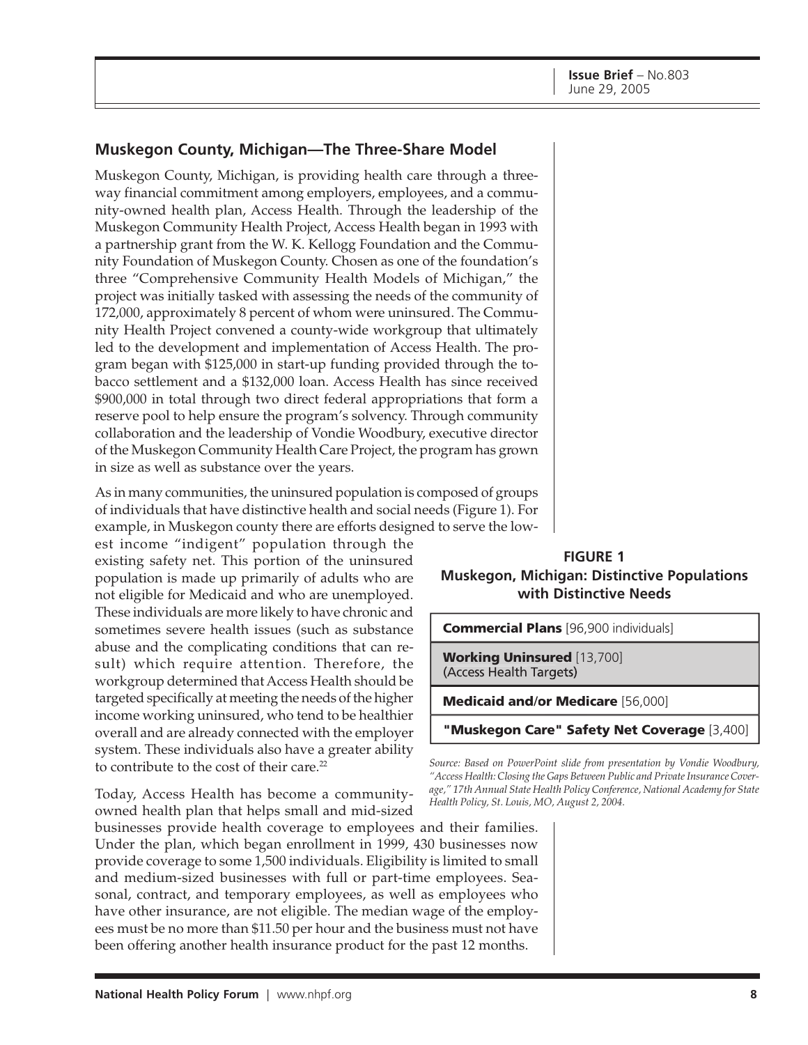## Muskegon County, Michigan—The Three-Share Model

Muskegon County, Michigan, is providing health care through a three-way financial commitment among employers, employees, and a community-owned health plan, Access Health. Through the leadership of the Muskegon Community Health Project, Access Health began in 1993 with a partnership grant from the W. K. Kellogg Foundation and the Community Foundation of Muskegon County. Chosen as one of the foundation's three "Comprehensive Community Health Models of Michigan," the project was initially tasked with assessing the needs of the community of 172,000, approximately 8 percent of whom were uninsured. The Community Health Project convened a county-wide workgroup that ultimately led to the development and implementation of Access Health. The program began with $125,000 in start-up funding provided through the tobacco settlement and a $132,000 loan. Access Health has since received $900,000 in total through two direct federal appropriations that form a reserve pool to help ensure the program's solvency. Through community collaboration and the leadership of Vondie Woodbury, executive director of the Muskegon Community Health Care Project, the program has grown in size as well as substance over the years.

As in many communities, the uninsured population is composed of groups of individuals that have distinctive health and social needs (Figure 1). For example, in Muskegon county there are efforts designed to serve the lowest income "indigent" population through the existing safety net. This portion of the uninsured population is made up primarily of adults who are not eligible for Medicaid and who are unemployed. These individuals are more likely to have chronic and sometimes severe health issues (such as substance abuse and the complicating conditions that can result) which require attention. Therefore, the workgroup determined that Access Health should be targeted specifically at meeting the needs of the higher income working uninsured, who tend to be healthier overall and are already connected with the employer system. These individuals also have a greater ability to contribute to the cost of their care.[22]

**FIGURE 1**
**Muskegon, Michigan: Distinctive Populations with Distinctive Needs**

| |
|---|
| **Commercial Plans** [96,900 individuals] |
| **Working Uninsured** [13,700] (Access Health Targets) |
| **Medicaid and/or Medicare** [56,000] |
| **"Muskegon Care" Safety Net Coverage** [3,400] |

*Source: Based on PowerPoint slide from presentation by Vondie Woodbury, "Access Health: Closing the Gaps Between Public and Private Insurance Coverage," 17th Annual State Health Policy Conference, National Academy for State Health Policy, St. Louis, MO, August 2, 2004.*

Today, Access Health has become a community-owned health plan that helps small and mid-sized businesses provide health coverage to employees and their families. Under the plan, which began enrollment in 1999, 430 businesses now provide coverage to some 1,500 individuals. Eligibility is limited to small and medium-sized businesses with full or part-time employees. Seasonal, contract, and temporary employees, as well as employees who have other insurance, are not eligible. The median wage of the employees must be no more than $11.50 per hour and the business must not have been offering another health insurance product for the past 12 months.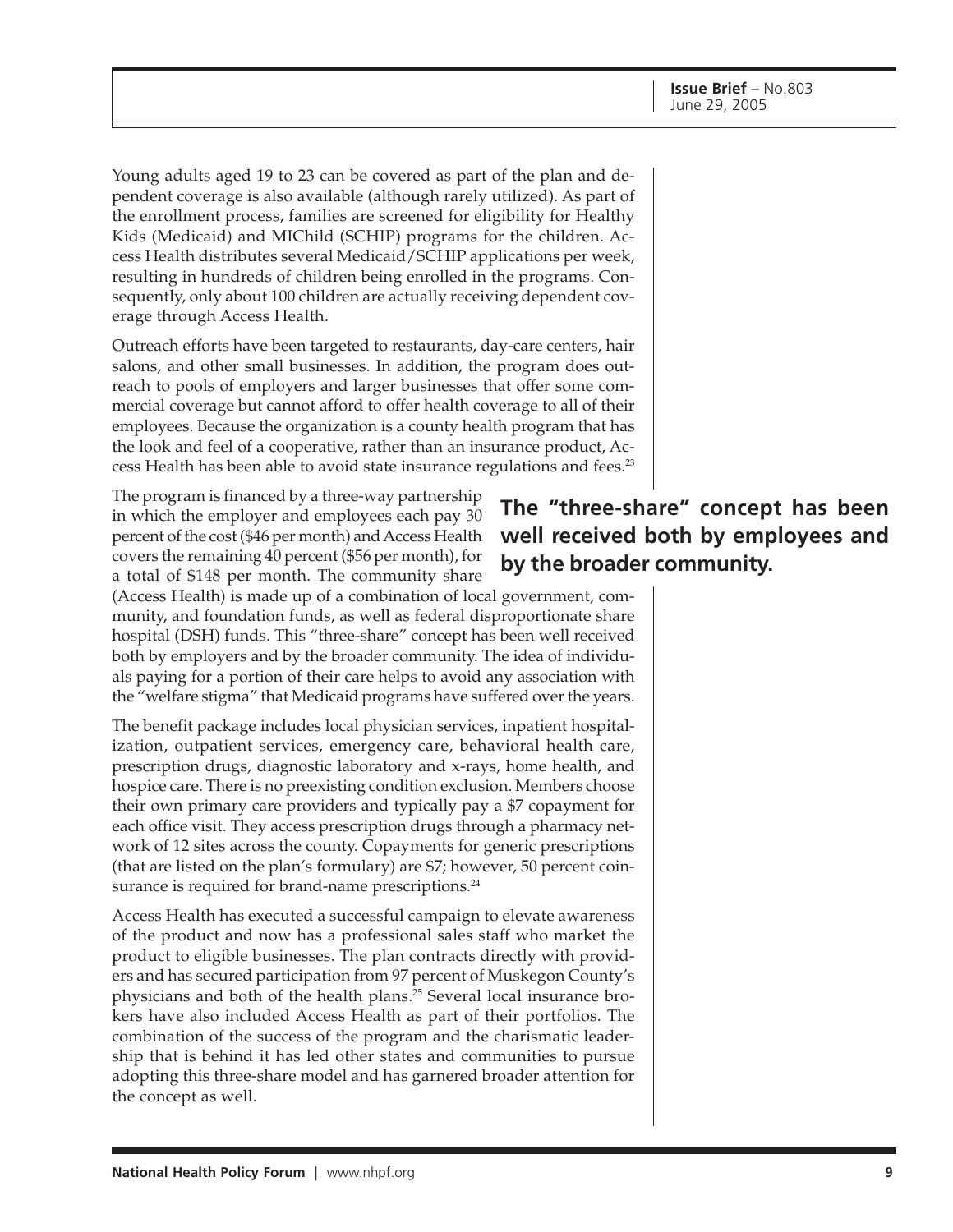Young adults aged 19 to 23 can be covered as part of the plan and dependent coverage is also available (although rarely utilized). As part of the enrollment process, families are screened for eligibility for Healthy Kids (Medicaid) and MIChild (SCHIP) programs for the children. Access Health distributes several Medicaid/SCHIP applications per week, resulting in hundreds of children being enrolled in the programs. Consequently, only about 100 children are actually receiving dependent coverage through Access Health.

Outreach efforts have been targeted to restaurants, day-care centers, hair salons, and other small businesses. In addition, the program does outreach to pools of employers and larger businesses that offer some commercial coverage but cannot afford to offer health coverage to all of their employees. Because the organization is a county health program that has the look and feel of a cooperative, rather than an insurance product, Access Health has been able to avoid state insurance regulations and fees.[23]

The program is financed by a three-way partnership in which the employer and employees each pay 30 percent of the cost ($46 per month) and Access Health covers the remaining 40 percent ($56 per month), for a total of $148 per month. The community share (Access Health) is made up of a combination of local government, community, and foundation funds, as well as federal disproportionate share hospital (DSH) funds. This "three-share" concept has been well received both by employers and by the broader community. The idea of individuals paying for a portion of their care helps to avoid any association with the "welfare stigma" that Medicaid programs have suffered over the years.

**The "three-share" concept has been well received both by employees and by the broader community.**

The benefit package includes local physician services, inpatient hospitalization, outpatient services, emergency care, behavioral health care, prescription drugs, diagnostic laboratory and x-rays, home health, and hospice care. There is no preexisting condition exclusion. Members choose their own primary care providers and typically pay a $7 copayment for each office visit. They access prescription drugs through a pharmacy network of 12 sites across the county. Copayments for generic prescriptions (that are listed on the plan's formulary) are $7; however, 50 percent coinsurance is required for brand-name prescriptions.[24]

Access Health has executed a successful campaign to elevate awareness of the product and now has a professional sales staff who market the product to eligible businesses. The plan contracts directly with providers and has secured participation from 97 percent of Muskegon County's physicians and both of the health plans.[25] Several local insurance brokers have also included Access Health as part of their portfolios. The combination of the success of the program and the charismatic leadership that is behind it has led other states and communities to pursue adopting this three-share model and has garnered broader attention for the concept as well.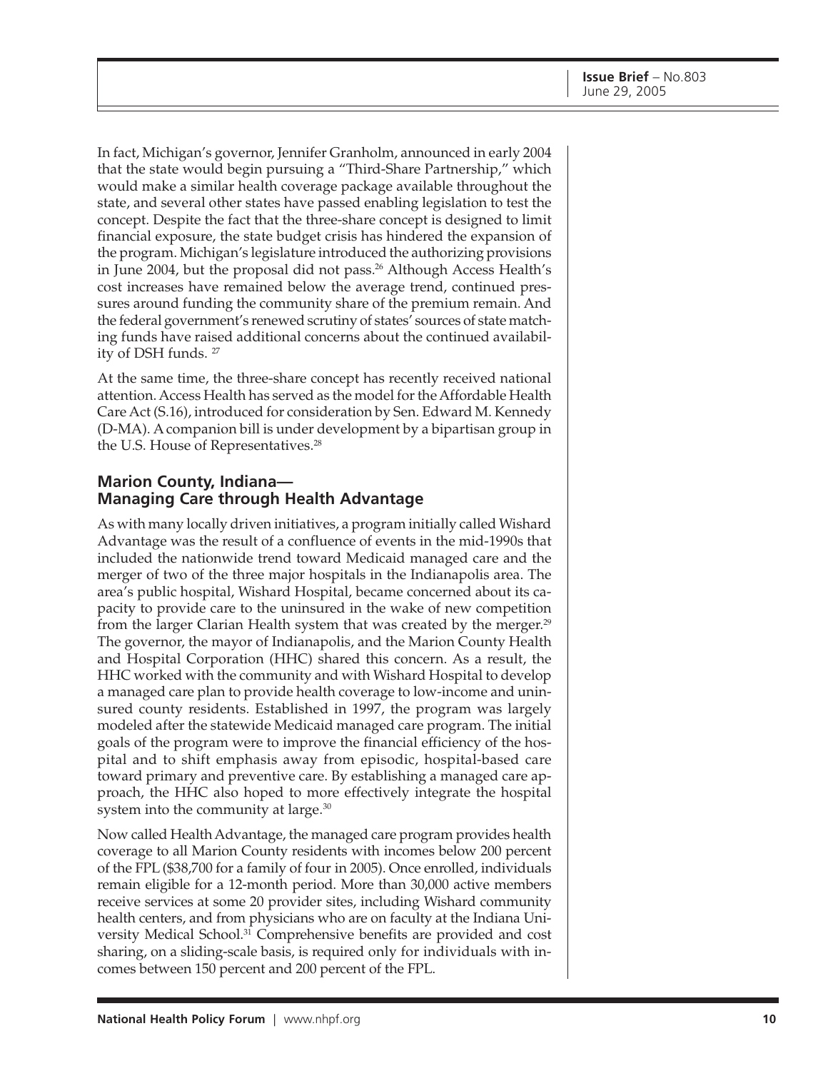In fact, Michigan's governor, Jennifer Granholm, announced in early 2004 that the state would begin pursuing a "Third-Share Partnership," which would make a similar health coverage package available throughout the state, and several other states have passed enabling legislation to test the concept. Despite the fact that the three-share concept is designed to limit financial exposure, the state budget crisis has hindered the expansion of the program. Michigan's legislature introduced the authorizing provisions in June 2004, but the proposal did not pass.[26] Although Access Health's cost increases have remained below the average trend, continued pressures around funding the community share of the premium remain. And the federal government's renewed scrutiny of states' sources of state matching funds have raised additional concerns about the continued availability of DSH funds. [27]

At the same time, the three-share concept has recently received national attention. Access Health has served as the model for the Affordable Health Care Act (S.16), introduced for consideration by Sen. Edward M. Kennedy (D-MA). A companion bill is under development by a bipartisan group in the U.S. House of Representatives.[28]

## Marion County, Indiana— Managing Care through Health Advantage

As with many locally driven initiatives, a program initially called Wishard Advantage was the result of a confluence of events in the mid-1990s that included the nationwide trend toward Medicaid managed care and the merger of two of the three major hospitals in the Indianapolis area. The area's public hospital, Wishard Hospital, became concerned about its capacity to provide care to the uninsured in the wake of new competition from the larger Clarian Health system that was created by the merger.[29] The governor, the mayor of Indianapolis, and the Marion County Health and Hospital Corporation (HHC) shared this concern. As a result, the HHC worked with the community and with Wishard Hospital to develop a managed care plan to provide health coverage to low-income and uninsured county residents. Established in 1997, the program was largely modeled after the statewide Medicaid managed care program. The initial goals of the program were to improve the financial efficiency of the hospital and to shift emphasis away from episodic, hospital-based care toward primary and preventive care. By establishing a managed care approach, the HHC also hoped to more effectively integrate the hospital system into the community at large.[30]

Now called Health Advantage, the managed care program provides health coverage to all Marion County residents with incomes below 200 percent of the FPL ($38,700 for a family of four in 2005). Once enrolled, individuals remain eligible for a 12-month period. More than 30,000 active members receive services at some 20 provider sites, including Wishard community health centers, and from physicians who are on faculty at the Indiana University Medical School.[31] Comprehensive benefits are provided and cost sharing, on a sliding-scale basis, is required only for individuals with incomes between 150 percent and 200 percent of the FPL.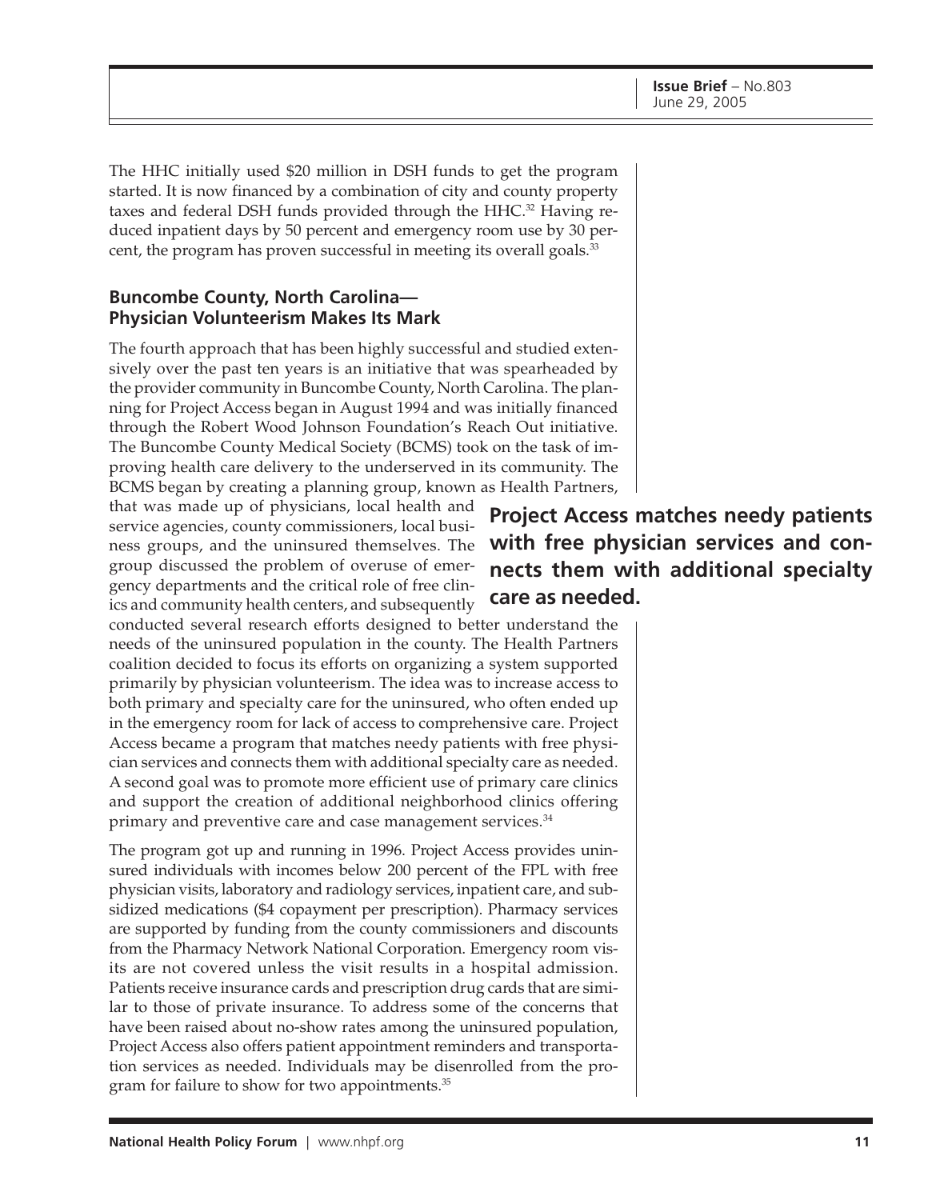The HHC initially used $20 million in DSH funds to get the program started. It is now financed by a combination of city and county property taxes and federal DSH funds provided through the HHC.[32] Having reduced inpatient days by 50 percent and emergency room use by 30 percent, the program has proven successful in meeting its overall goals.[33]

### Buncombe County, North Carolina— Physician Volunteerism Makes Its Mark

The fourth approach that has been highly successful and studied extensively over the past ten years is an initiative that was spearheaded by the provider community in Buncombe County, North Carolina. The planning for Project Access began in August 1994 and was initially financed through the Robert Wood Johnson Foundation's Reach Out initiative. The Buncombe County Medical Society (BCMS) took on the task of improving health care delivery to the underserved in its community. The BCMS began by creating a planning group, known as Health Partners, that was made up of physicians, local health and service agencies, county commissioners, local business groups, and the uninsured themselves. The group discussed the problem of overuse of emergency departments and the critical role of free clinics and community health centers, and subsequently conducted several research efforts designed to better understand the needs of the uninsured population in the county. The Health Partners coalition decided to focus its efforts on organizing a system supported primarily by physician volunteerism. The idea was to increase access to both primary and specialty care for the uninsured, who often ended up in the emergency room for lack of access to comprehensive care. Project Access became a program that matches needy patients with free physician services and connects them with additional specialty care as needed. A second goal was to promote more efficient use of primary care clinics and support the creation of additional neighborhood clinics offering primary and preventive care and case management services.[34]

**Project Access matches needy patients with free physician services and connects them with additional specialty care as needed.**

The program got up and running in 1996. Project Access provides uninsured individuals with incomes below 200 percent of the FPL with free physician visits, laboratory and radiology services, inpatient care, and subsidized medications ($4 copayment per prescription). Pharmacy services are supported by funding from the county commissioners and discounts from the Pharmacy Network National Corporation. Emergency room visits are not covered unless the visit results in a hospital admission. Patients receive insurance cards and prescription drug cards that are similar to those of private insurance. To address some of the concerns that have been raised about no-show rates among the uninsured population, Project Access also offers patient appointment reminders and transportation services as needed. Individuals may be disenrolled from the program for failure to show for two appointments.[35]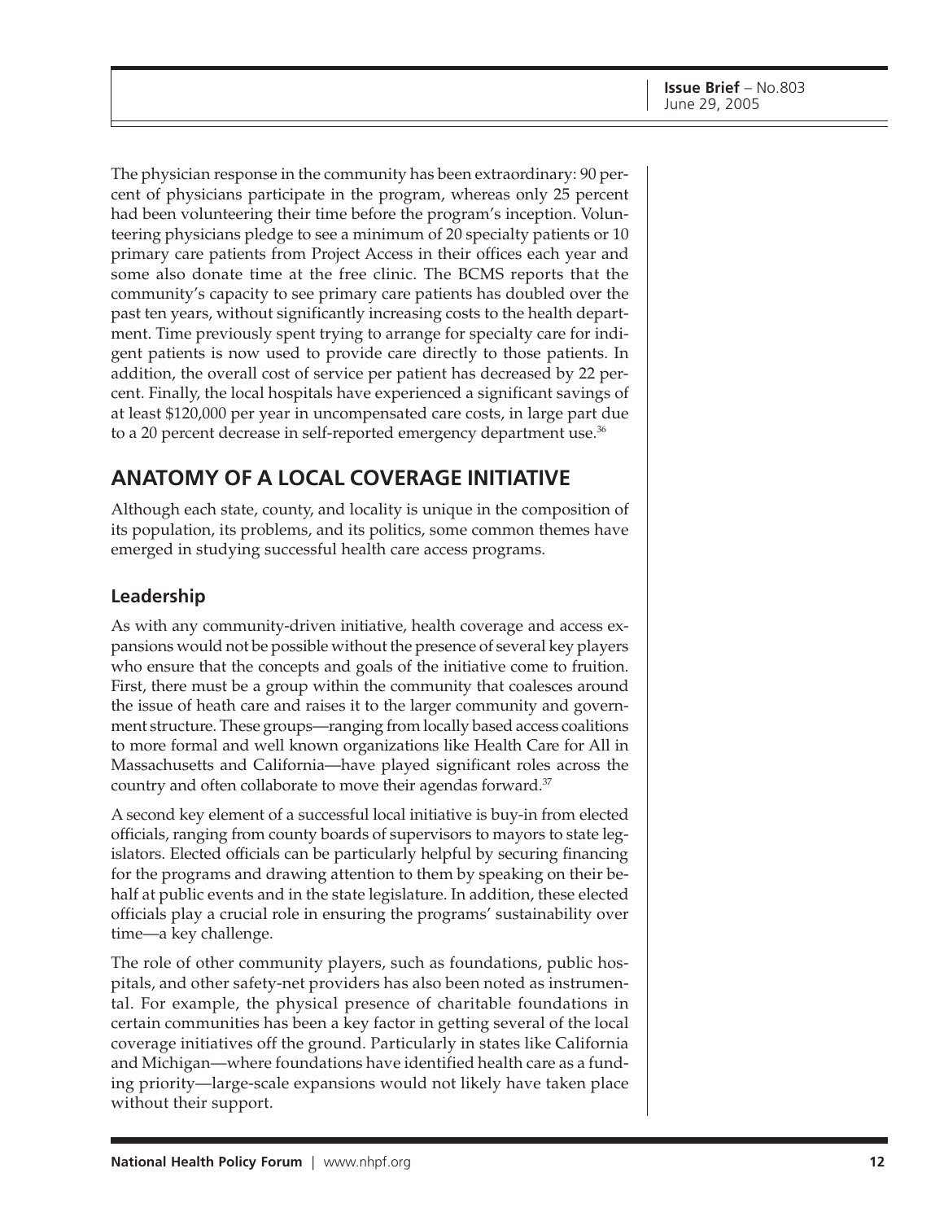The physician response in the community has been extraordinary: 90 percent of physicians participate in the program, whereas only 25 percent had been volunteering their time before the program's inception. Volunteering physicians pledge to see a minimum of 20 specialty patients or 10 primary care patients from Project Access in their offices each year and some also donate time at the free clinic. The BCMS reports that the community's capacity to see primary care patients has doubled over the past ten years, without significantly increasing costs to the health department. Time previously spent trying to arrange for specialty care for indigent patients is now used to provide care directly to those patients. In addition, the overall cost of service per patient has decreased by 22 percent. Finally, the local hospitals have experienced a significant savings of at least $120,000 per year in uncompensated care costs, in large part due to a 20 percent decrease in self-reported emergency department use.[36]

## ANATOMY OF A LOCAL COVERAGE INITIATIVE

Although each state, county, and locality is unique in the composition of its population, its problems, and its politics, some common themes have emerged in studying successful health care access programs.

### Leadership

As with any community-driven initiative, health coverage and access expansions would not be possible without the presence of several key players who ensure that the concepts and goals of the initiative come to fruition. First, there must be a group within the community that coalesces around the issue of heath care and raises it to the larger community and government structure. These groups—ranging from locally based access coalitions to more formal and well known organizations like Health Care for All in Massachusetts and California—have played significant roles across the country and often collaborate to move their agendas forward.[37]

A second key element of a successful local initiative is buy-in from elected officials, ranging from county boards of supervisors to mayors to state legislators. Elected officials can be particularly helpful by securing financing for the programs and drawing attention to them by speaking on their behalf at public events and in the state legislature. In addition, these elected officials play a crucial role in ensuring the programs' sustainability over time—a key challenge.

The role of other community players, such as foundations, public hospitals, and other safety-net providers has also been noted as instrumental. For example, the physical presence of charitable foundations in certain communities has been a key factor in getting several of the local coverage initiatives off the ground. Particularly in states like California and Michigan—where foundations have identified health care as a funding priority—large-scale expansions would not likely have taken place without their support.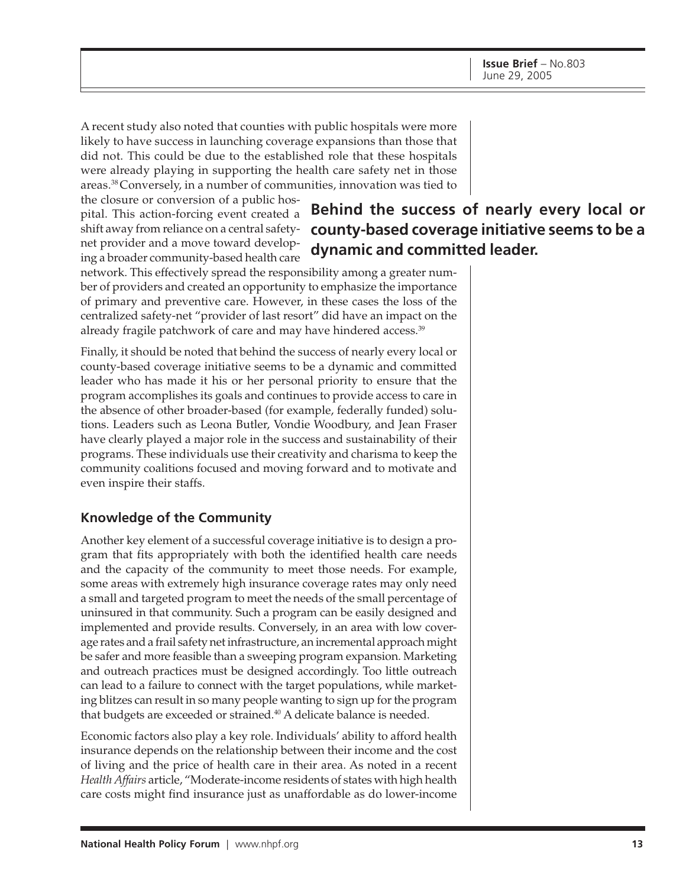A recent study also noted that counties with public hospitals were more likely to have success in launching coverage expansions than those that did not. This could be due to the established role that these hospitals were already playing in supporting the health care safety net in those areas.[38] Conversely, in a number of communities, innovation was tied to the closure or conversion of a public hospital. This action-forcing event created a shift away from reliance on a central safety-net provider and a move toward developing a broader community-based health care network. This effectively spread the responsibility among a greater number of providers and created an opportunity to emphasize the importance of primary and preventive care. However, in these cases the loss of the centralized safety-net "provider of last resort" did have an impact on the already fragile patchwork of care and may have hindered access.[39]

**Behind the success of nearly every local or county-based coverage initiative seems to be a dynamic and committed leader.**

Finally, it should be noted that behind the success of nearly every local or county-based coverage initiative seems to be a dynamic and committed leader who has made it his or her personal priority to ensure that the program accomplishes its goals and continues to provide access to care in the absence of other broader-based (for example, federally funded) solutions. Leaders such as Leona Butler, Vondie Woodbury, and Jean Fraser have clearly played a major role in the success and sustainability of their programs. These individuals use their creativity and charisma to keep the community coalitions focused and moving forward and to motivate and even inspire their staffs.

### Knowledge of the Community

Another key element of a successful coverage initiative is to design a program that fits appropriately with both the identified health care needs and the capacity of the community to meet those needs. For example, some areas with extremely high insurance coverage rates may only need a small and targeted program to meet the needs of the small percentage of uninsured in that community. Such a program can be easily designed and implemented and provide results. Conversely, in an area with low coverage rates and a frail safety net infrastructure, an incremental approach might be safer and more feasible than a sweeping program expansion. Marketing and outreach practices must be designed accordingly. Too little outreach can lead to a failure to connect with the target populations, while marketing blitzes can result in so many people wanting to sign up for the program that budgets are exceeded or strained.[40] A delicate balance is needed.

Economic factors also play a key role. Individuals' ability to afford health insurance depends on the relationship between their income and the cost of living and the price of health care in their area. As noted in a recent *Health Affairs* article, "Moderate-income residents of states with high health care costs might find insurance just as unaffordable as do lower-income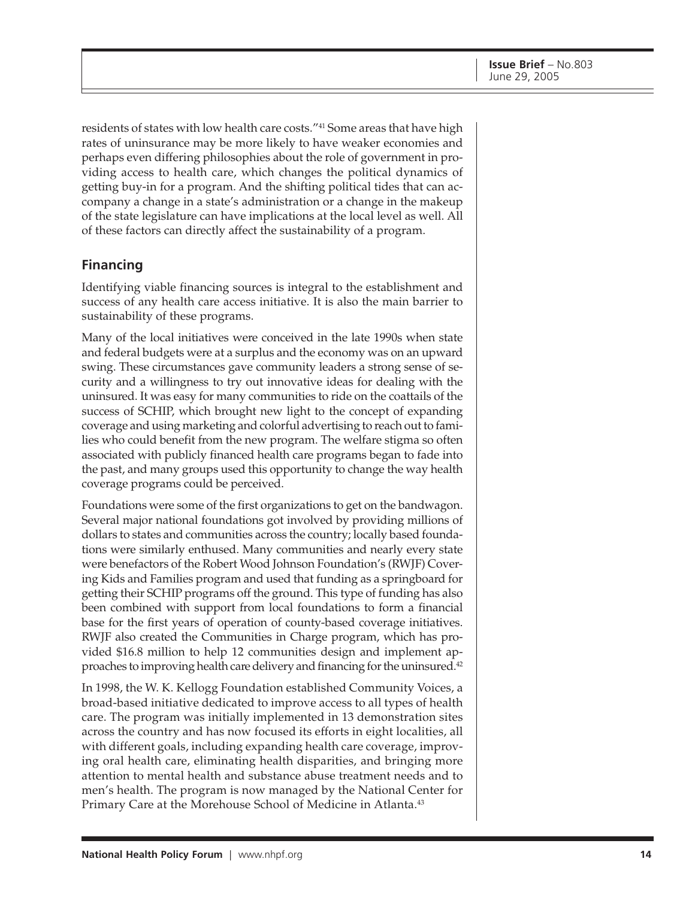residents of states with low health care costs."[41] Some areas that have high rates of uninsurance may be more likely to have weaker economies and perhaps even differing philosophies about the role of government in providing access to health care, which changes the political dynamics of getting buy-in for a program. And the shifting political tides that can accompany a change in a state's administration or a change in the makeup of the state legislature can have implications at the local level as well. All of these factors can directly affect the sustainability of a program.

## Financing

Identifying viable financing sources is integral to the establishment and success of any health care access initiative. It is also the main barrier to sustainability of these programs.

Many of the local initiatives were conceived in the late 1990s when state and federal budgets were at a surplus and the economy was on an upward swing. These circumstances gave community leaders a strong sense of security and a willingness to try out innovative ideas for dealing with the uninsured. It was easy for many communities to ride on the coattails of the success of SCHIP, which brought new light to the concept of expanding coverage and using marketing and colorful advertising to reach out to families who could benefit from the new program. The welfare stigma so often associated with publicly financed health care programs began to fade into the past, and many groups used this opportunity to change the way health coverage programs could be perceived.

Foundations were some of the first organizations to get on the bandwagon. Several major national foundations got involved by providing millions of dollars to states and communities across the country; locally based foundations were similarly enthused. Many communities and nearly every state were benefactors of the Robert Wood Johnson Foundation's (RWJF) Covering Kids and Families program and used that funding as a springboard for getting their SCHIP programs off the ground. This type of funding has also been combined with support from local foundations to form a financial base for the first years of operation of county-based coverage initiatives. RWJF also created the Communities in Charge program, which has provided \$16.8 million to help 12 communities design and implement approaches to improving health care delivery and financing for the uninsured.[42]

In 1998, the W. K. Kellogg Foundation established Community Voices, a broad-based initiative dedicated to improve access to all types of health care. The program was initially implemented in 13 demonstration sites across the country and has now focused its efforts in eight localities, all with different goals, including expanding health care coverage, improving oral health care, eliminating health disparities, and bringing more attention to mental health and substance abuse treatment needs and to men's health. The program is now managed by the National Center for Primary Care at the Morehouse School of Medicine in Atlanta.[43]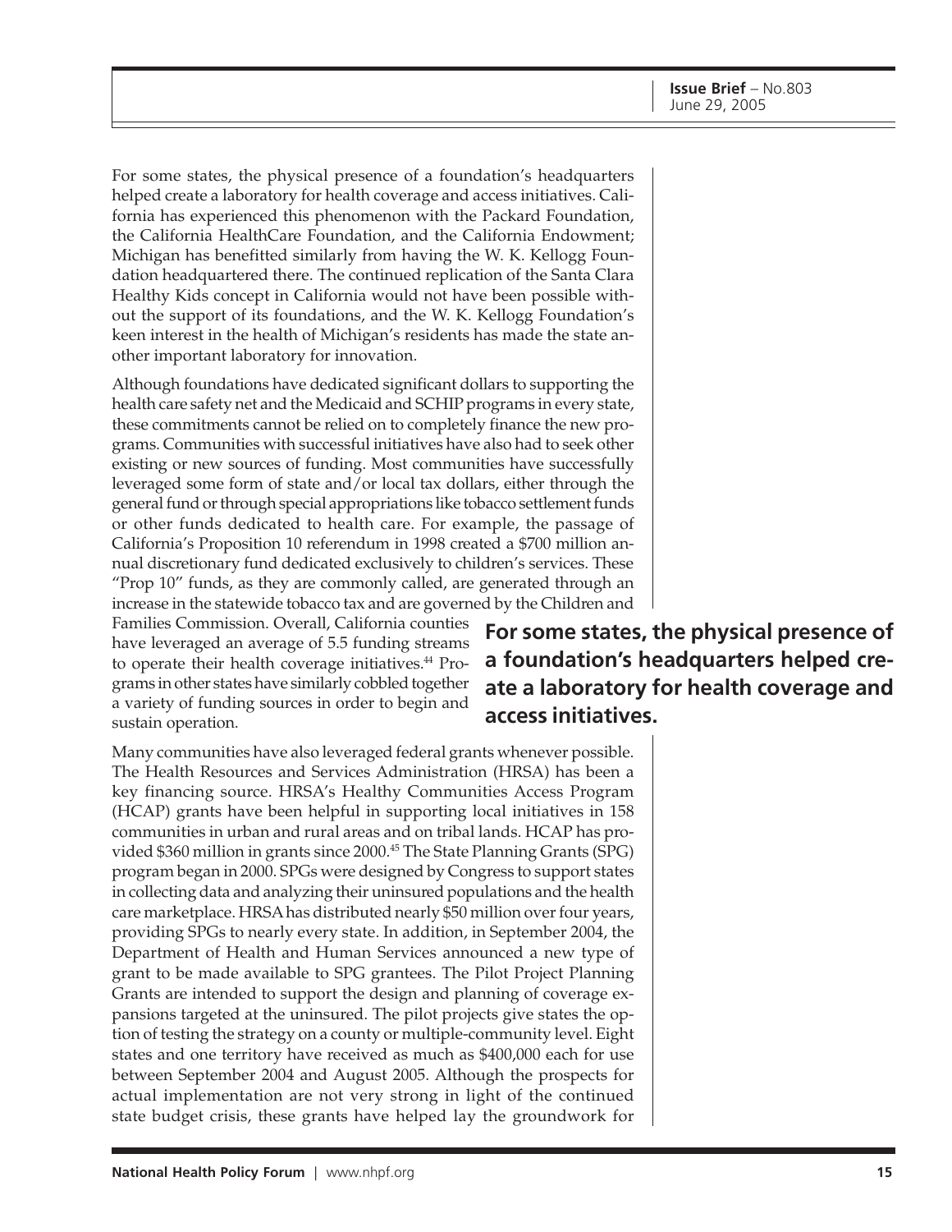For some states, the physical presence of a foundation's headquarters helped create a laboratory for health coverage and access initiatives. California has experienced this phenomenon with the Packard Foundation, the California HealthCare Foundation, and the California Endowment; Michigan has benefitted similarly from having the W. K. Kellogg Foundation headquartered there. The continued replication of the Santa Clara Healthy Kids concept in California would not have been possible without the support of its foundations, and the W. K. Kellogg Foundation's keen interest in the health of Michigan's residents has made the state another important laboratory for innovation.

Although foundations have dedicated significant dollars to supporting the health care safety net and the Medicaid and SCHIP programs in every state, these commitments cannot be relied on to completely finance the new programs. Communities with successful initiatives have also had to seek other existing or new sources of funding. Most communities have successfully leveraged some form of state and/or local tax dollars, either through the general fund or through special appropriations like tobacco settlement funds or other funds dedicated to health care. For example, the passage of California's Proposition 10 referendum in 1998 created a $700 million annual discretionary fund dedicated exclusively to children's services. These "Prop 10" funds, as they are commonly called, are generated through an increase in the statewide tobacco tax and are governed by the Children and Families Commission. Overall, California counties have leveraged an average of 5.5 funding streams to operate their health coverage initiatives.[44] Programs in other states have similarly cobbled together a variety of funding sources in order to begin and sustain operation.

**For some states, the physical presence of a foundation's headquarters helped create a laboratory for health coverage and access initiatives.**

Many communities have also leveraged federal grants whenever possible. The Health Resources and Services Administration (HRSA) has been a key financing source. HRSA's Healthy Communities Access Program (HCAP) grants have been helpful in supporting local initiatives in 158 communities in urban and rural areas and on tribal lands. HCAP has provided $360 million in grants since 2000.[45] The State Planning Grants (SPG) program began in 2000. SPGs were designed by Congress to support states in collecting data and analyzing their uninsured populations and the health care marketplace. HRSA has distributed nearly $50 million over four years, providing SPGs to nearly every state. In addition, in September 2004, the Department of Health and Human Services announced a new type of grant to be made available to SPG grantees. The Pilot Project Planning Grants are intended to support the design and planning of coverage expansions targeted at the uninsured. The pilot projects give states the option of testing the strategy on a county or multiple-community level. Eight states and one territory have received as much as $400,000 each for use between September 2004 and August 2005. Although the prospects for actual implementation are not very strong in light of the continued state budget crisis, these grants have helped lay the groundwork for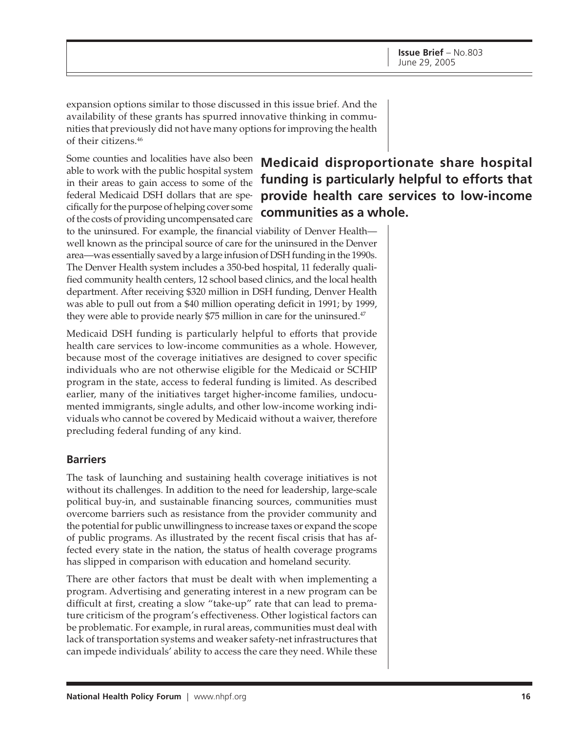expansion options similar to those discussed in this issue brief. And the availability of these grants has spurred innovative thinking in communities that previously did not have many options for improving the health of their citizens.[46]

**Medicaid disproportionate share hospital funding is particularly helpful to efforts that provide health care services to low-income communities as a whole.**

Some counties and localities have also been able to work with the public hospital system in their areas to gain access to some of the federal Medicaid DSH dollars that are specifically for the purpose of helping cover some of the costs of providing uncompensated care to the uninsured. For example, the financial viability of Denver Health—well known as the principal source of care for the uninsured in the Denver area—was essentially saved by a large infusion of DSH funding in the 1990s. The Denver Health system includes a 350-bed hospital, 11 federally qualified community health centers, 12 school based clinics, and the local health department. After receiving $320 million in DSH funding, Denver Health was able to pull out from a $40 million operating deficit in 1991; by 1999, they were able to provide nearly $75 million in care for the uninsured.[47]

Medicaid DSH funding is particularly helpful to efforts that provide health care services to low-income communities as a whole. However, because most of the coverage initiatives are designed to cover specific individuals who are not otherwise eligible for the Medicaid or SCHIP program in the state, access to federal funding is limited. As described earlier, many of the initiatives target higher-income families, undocumented immigrants, single adults, and other low-income working individuals who cannot be covered by Medicaid without a waiver, therefore precluding federal funding of any kind.

## Barriers

The task of launching and sustaining health coverage initiatives is not without its challenges. In addition to the need for leadership, large-scale political buy-in, and sustainable financing sources, communities must overcome barriers such as resistance from the provider community and the potential for public unwillingness to increase taxes or expand the scope of public programs. As illustrated by the recent fiscal crisis that has affected every state in the nation, the status of health coverage programs has slipped in comparison with education and homeland security.

There are other factors that must be dealt with when implementing a program. Advertising and generating interest in a new program can be difficult at first, creating a slow "take-up" rate that can lead to premature criticism of the program's effectiveness. Other logistical factors can be problematic. For example, in rural areas, communities must deal with lack of transportation systems and weaker safety-net infrastructures that can impede individuals' ability to access the care they need. While these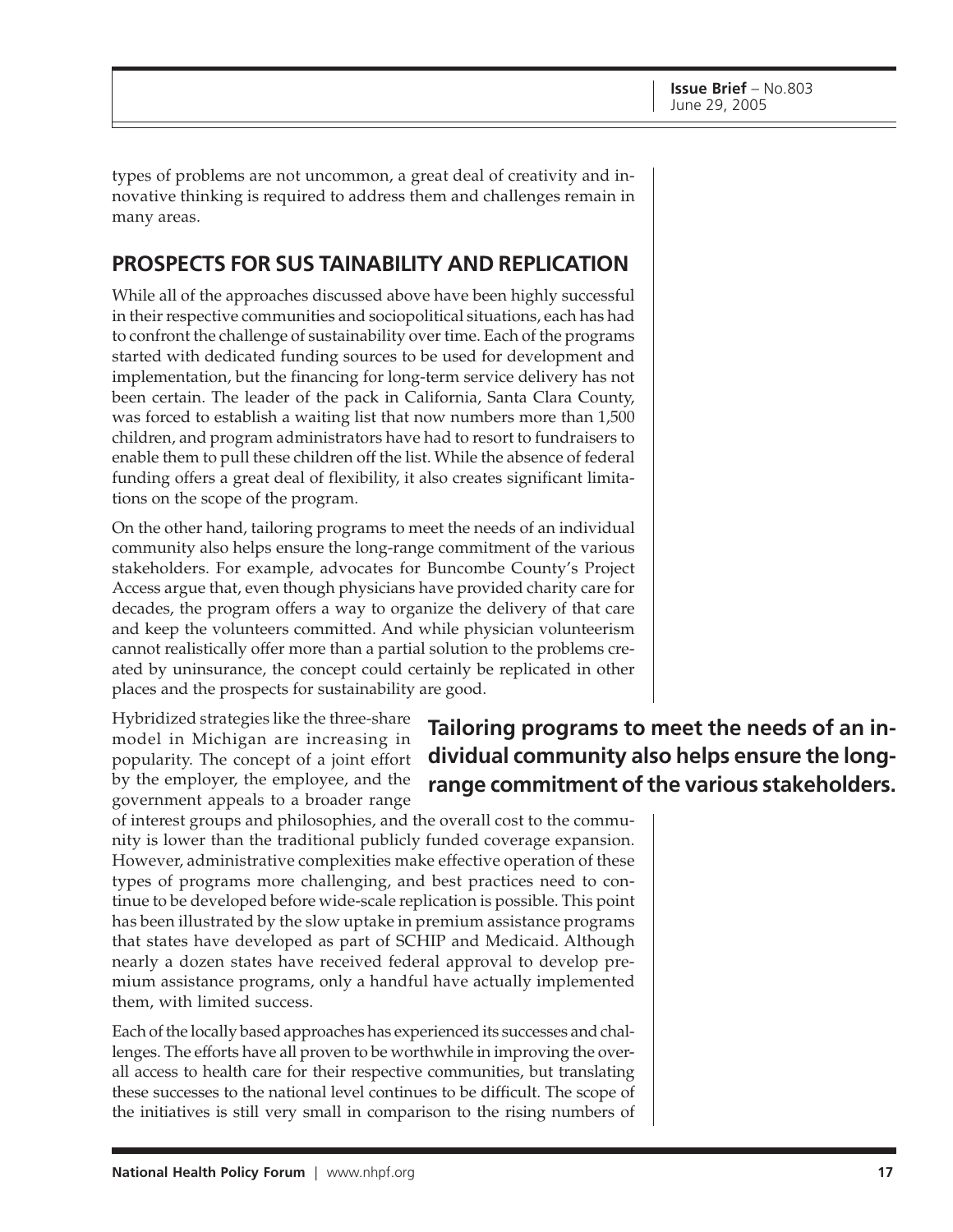types of problems are not uncommon, a great deal of creativity and innovative thinking is required to address them and challenges remain in many areas.

## PROSPECTS FOR SUS TAINABILITY AND REPLICATION

While all of the approaches discussed above have been highly successful in their respective communities and sociopolitical situations, each has had to confront the challenge of sustainability over time. Each of the programs started with dedicated funding sources to be used for development and implementation, but the financing for long-term service delivery has not been certain. The leader of the pack in California, Santa Clara County, was forced to establish a waiting list that now numbers more than 1,500 children, and program administrators have had to resort to fundraisers to enable them to pull these children off the list. While the absence of federal funding offers a great deal of flexibility, it also creates significant limitations on the scope of the program.

On the other hand, tailoring programs to meet the needs of an individual community also helps ensure the long-range commitment of the various stakeholders. For example, advocates for Buncombe County's Project Access argue that, even though physicians have provided charity care for decades, the program offers a way to organize the delivery of that care and keep the volunteers committed. And while physician volunteerism cannot realistically offer more than a partial solution to the problems created by uninsurance, the concept could certainly be replicated in other places and the prospects for sustainability are good.

**Tailoring programs to meet the needs of an individual community also helps ensure the long-range commitment of the various stakeholders.**

Hybridized strategies like the three-share model in Michigan are increasing in popularity. The concept of a joint effort by the employer, the employee, and the government appeals to a broader range of interest groups and philosophies, and the overall cost to the community is lower than the traditional publicly funded coverage expansion. However, administrative complexities make effective operation of these types of programs more challenging, and best practices need to continue to be developed before wide-scale replication is possible. This point has been illustrated by the slow uptake in premium assistance programs that states have developed as part of SCHIP and Medicaid. Although nearly a dozen states have received federal approval to develop premium assistance programs, only a handful have actually implemented them, with limited success.

Each of the locally based approaches has experienced its successes and challenges. The efforts have all proven to be worthwhile in improving the overall access to health care for their respective communities, but translating these successes to the national level continues to be difficult. The scope of the initiatives is still very small in comparison to the rising numbers of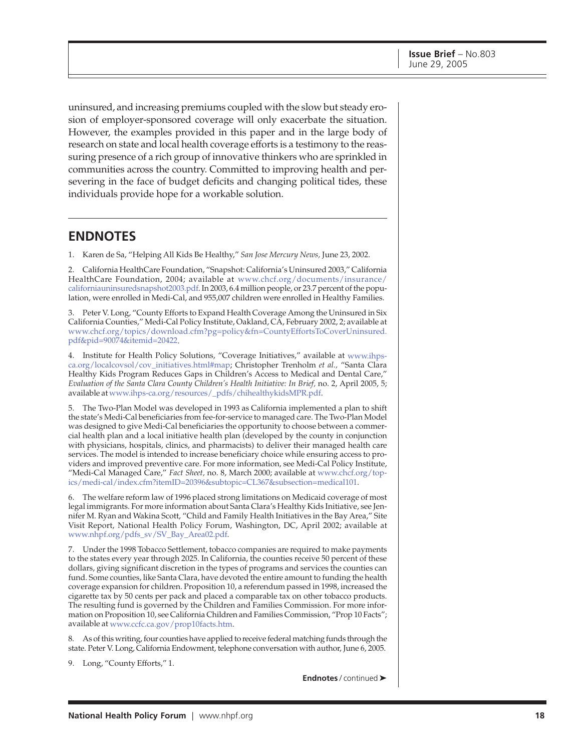uninsured, and increasing premiums coupled with the slow but steady erosion of employer-sponsored coverage will only exacerbate the situation. However, the examples provided in this paper and in the large body of research on state and local health coverage efforts is a testimony to the reassuring presence of a rich group of innovative thinkers who are sprinkled in communities across the country. Committed to improving health and persevering in the face of budget deficits and changing political tides, these individuals provide hope for a workable solution.

## ENDNOTES

1. Karen de Sa, "Helping All Kids Be Healthy," *San Jose Mercury News,* June 23, 2002.

2. California HealthCare Foundation, "Snapshot: California's Uninsured 2003," California HealthCare Foundation, 2004; available at www.chcf.org/documents/insurance/californiauninsuredsnapshot2003.pdf. In 2003, 6.4 million people, or 23.7 percent of the population, were enrolled in Medi-Cal, and 955,007 children were enrolled in Healthy Families.

3. Peter V. Long, "County Efforts to Expand Health Coverage Among the Uninsured in Six California Counties," Medi-Cal Policy Institute, Oakland, CA, February 2002, 2; available at www.chcf.org/topics/download.cfm?pg=policy&fn=CountyEffortsToCoverUninsured.pdf&pid=90074&itemid=20422.

4. Institute for Health Policy Solutions, "Coverage Initiatives," available at www.ihps-ca.org/localcovsol/cov_initiatives.html#map; Christopher Trenholm *et al.,* "Santa Clara Healthy Kids Program Reduces Gaps in Children's Access to Medical and Dental Care," *Evaluation of the Santa Clara County Children's Health Initiative: In Brief,* no. 2, April 2005, 5; available at www.ihps-ca.org/resources/_pdfs/chihealthykidsMPR.pdf.

5. The Two-Plan Model was developed in 1993 as California implemented a plan to shift the state's Medi-Cal beneficiaries from fee-for-service to managed care. The Two-Plan Model was designed to give Medi-Cal beneficiaries the opportunity to choose between a commercial health plan and a local initiative health plan (developed by the county in conjunction with physicians, hospitals, clinics, and pharmacists) to deliver their managed health care services. The model is intended to increase beneficiary choice while ensuring access to providers and improved preventive care. For more information, see Medi-Cal Policy Institute, "Medi-Cal Managed Care," *Fact Sheet,* no. 8, March 2000; available at www.chcf.org/topics/medi-cal/index.cfm?itemID=20396&subtopic=CL367&subsection=medical101.

6. The welfare reform law of 1996 placed strong limitations on Medicaid coverage of most legal immigrants. For more information about Santa Clara's Healthy Kids Initiative, see Jennifer M. Ryan and Wakina Scott, "Child and Family Health Initiatives in the Bay Area," Site Visit Report, National Health Policy Forum, Washington, DC, April 2002; available at www.nhpf.org/pdfs_sv/SV_Bay_Area02.pdf.

7. Under the 1998 Tobacco Settlement, tobacco companies are required to make payments to the states every year through 2025. In California, the counties receive 50 percent of these dollars, giving significant discretion in the types of programs and services the counties can fund. Some counties, like Santa Clara, have devoted the entire amount to funding the health coverage expansion for children. Proposition 10, a referendum passed in 1998, increased the cigarette tax by 50 cents per pack and placed a comparable tax on other tobacco products. The resulting fund is governed by the Children and Families Commission. For more information on Proposition 10, see California Children and Families Commission, "Prop 10 Facts"; available at www.ccfc.ca.gov/prop10facts.htm.

8. As of this writing, four counties have applied to receive federal matching funds through the state. Peter V. Long, California Endowment, telephone conversation with author, June 6, 2005.

9. Long, "County Efforts," 1.

**Endnotes** / continued ➤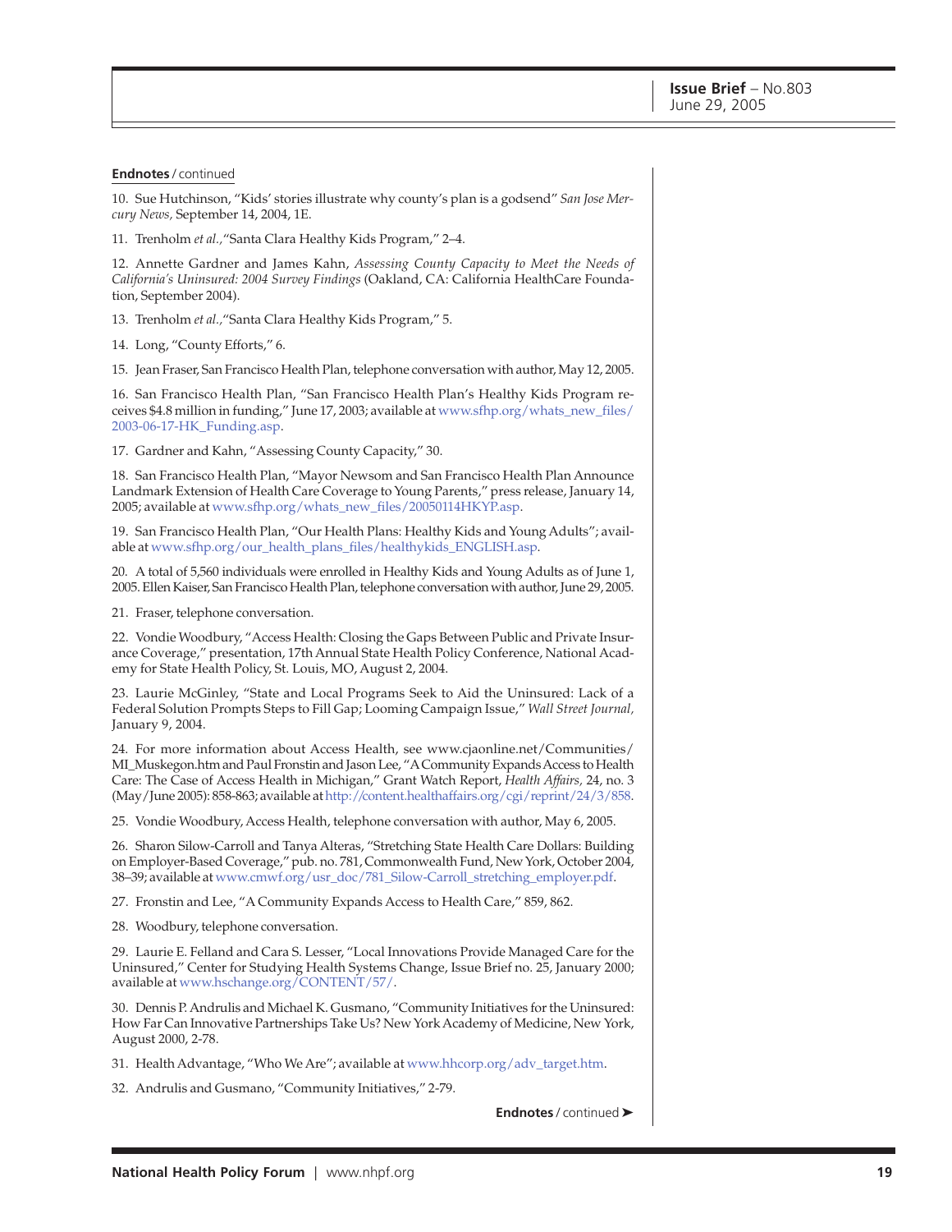**Endnotes** / continued

10. Sue Hutchinson, "Kids' stories illustrate why county's plan is a godsend" *San Jose Mercury News,* September 14, 2004, 1E.

11. Trenholm *et al.,* "Santa Clara Healthy Kids Program," 2–4.

12. Annette Gardner and James Kahn, *Assessing County Capacity to Meet the Needs of California's Uninsured: 2004 Survey Findings* (Oakland, CA: California HealthCare Foundation, September 2004).

13. Trenholm *et al.,* "Santa Clara Healthy Kids Program," 5.

14. Long, "County Efforts," 6.

15. Jean Fraser, San Francisco Health Plan, telephone conversation with author, May 12, 2005.

16. San Francisco Health Plan, "San Francisco Health Plan's Healthy Kids Program receives $4.8 million in funding," June 17, 2003; available at www.sfhp.org/whats_new_files/2003-06-17-HK_Funding.asp.

17. Gardner and Kahn, "Assessing County Capacity," 30.

18. San Francisco Health Plan, "Mayor Newsom and San Francisco Health Plan Announce Landmark Extension of Health Care Coverage to Young Parents," press release, January 14, 2005; available at www.sfhp.org/whats_new_files/20050114HKYP.asp.

19. San Francisco Health Plan, "Our Health Plans: Healthy Kids and Young Adults"; available at www.sfhp.org/our_health_plans_files/healthykids_ENGLISH.asp.

20. A total of 5,560 individuals were enrolled in Healthy Kids and Young Adults as of June 1, 2005. Ellen Kaiser, San Francisco Health Plan, telephone conversation with author, June 29, 2005.

21. Fraser, telephone conversation.

22. Vondie Woodbury, "Access Health: Closing the Gaps Between Public and Private Insurance Coverage," presentation, 17th Annual State Health Policy Conference, National Academy for State Health Policy, St. Louis, MO, August 2, 2004.

23. Laurie McGinley, "State and Local Programs Seek to Aid the Uninsured: Lack of a Federal Solution Prompts Steps to Fill Gap; Looming Campaign Issue," *Wall Street Journal,* January 9, 2004.

24. For more information about Access Health, see www.cjaonline.net/Communities/MI_Muskegon.htm and Paul Fronstin and Jason Lee, "A Community Expands Access to Health Care: The Case of Access Health in Michigan," Grant Watch Report, *Health Affairs,* 24, no. 3 (May/June 2005): 858-863; available at http://content.healthaffairs.org/cgi/reprint/24/3/858.

25. Vondie Woodbury, Access Health, telephone conversation with author, May 6, 2005.

26. Sharon Silow-Carroll and Tanya Alteras, "Stretching State Health Care Dollars: Building on Employer-Based Coverage," pub. no. 781, Commonwealth Fund, New York, October 2004, 38–39; available at www.cmwf.org/usr_doc/781_Silow-Carroll_stretching_employer.pdf.

27. Fronstin and Lee, "A Community Expands Access to Health Care," 859, 862.

28. Woodbury, telephone conversation.

29. Laurie E. Felland and Cara S. Lesser, "Local Innovations Provide Managed Care for the Uninsured," Center for Studying Health Systems Change, Issue Brief no. 25, January 2000; available at www.hschange.org/CONTENT/57/.

30. Dennis P. Andrulis and Michael K. Gusmano, "Community Initiatives for the Uninsured: How Far Can Innovative Partnerships Take Us? New York Academy of Medicine, New York, August 2000, 2-78.

31. Health Advantage, "Who We Are"; available at www.hhcorp.org/adv_target.htm.

32. Andrulis and Gusmano, "Community Initiatives," 2-79.

**Endnotes** / continued ➤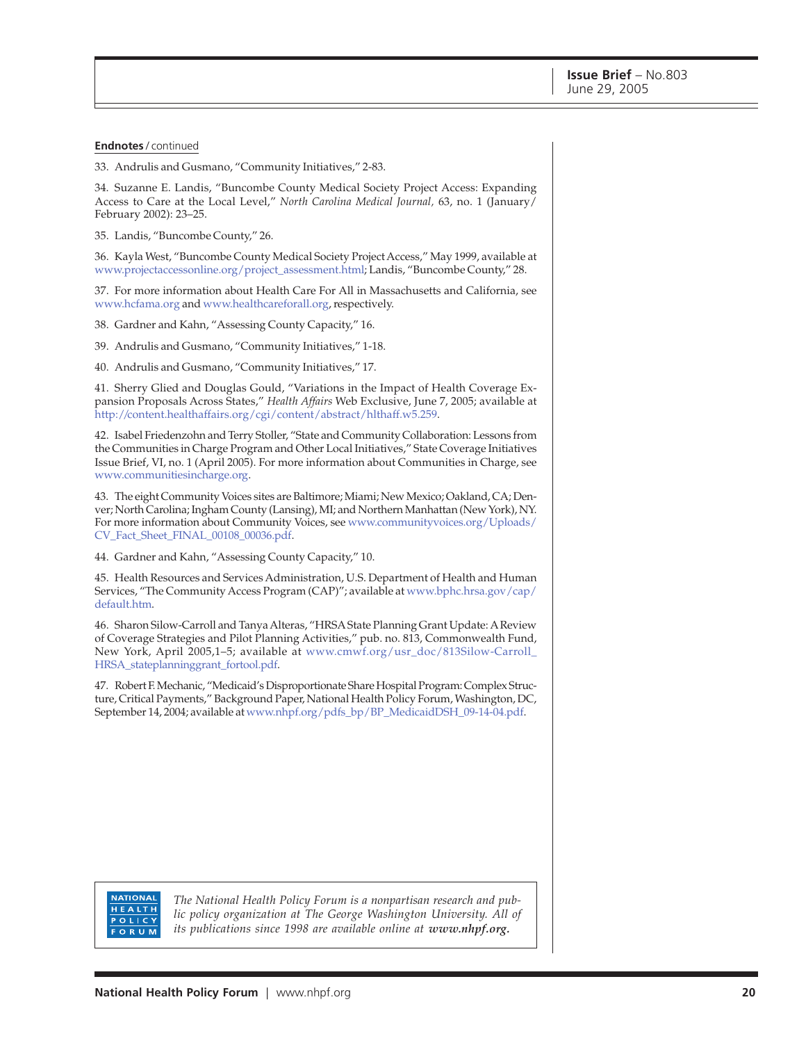**Endnotes** / continued

33. Andrulis and Gusmano, "Community Initiatives," 2-83.

34. Suzanne E. Landis, "Buncombe County Medical Society Project Access: Expanding Access to Care at the Local Level," *North Carolina Medical Journal,* 63, no. 1 (January/February 2002): 23–25.

35. Landis, "Buncombe County," 26.

36. Kayla West, "Buncombe County Medical Society Project Access," May 1999, available at www.projectaccessonline.org/project_assessment.html; Landis, "Buncombe County," 28.

37. For more information about Health Care For All in Massachusetts and California, see www.hcfama.org and www.healthcareforall.org, respectively.

38. Gardner and Kahn, "Assessing County Capacity," 16.

39. Andrulis and Gusmano, "Community Initiatives," 1-18.

40. Andrulis and Gusmano, "Community Initiatives," 17.

41. Sherry Glied and Douglas Gould, "Variations in the Impact of Health Coverage Expansion Proposals Across States," *Health Affairs* Web Exclusive, June 7, 2005; available at http://content.healthaffairs.org/cgi/content/abstract/hlthaff.w5.259.

42. Isabel Friedenzohn and Terry Stoller, "State and Community Collaboration: Lessons from the Communities in Charge Program and Other Local Initiatives," State Coverage Initiatives Issue Brief, VI, no. 1 (April 2005). For more information about Communities in Charge, see www.communitiesincharge.org.

43. The eight Community Voices sites are Baltimore; Miami; New Mexico; Oakland, CA; Denver; North Carolina; Ingham County (Lansing), MI; and Northern Manhattan (New York), NY. For more information about Community Voices, see www.communityvoices.org/Uploads/CV_Fact_Sheet_FINAL_00108_00036.pdf.

44. Gardner and Kahn, "Assessing County Capacity," 10.

45. Health Resources and Services Administration, U.S. Department of Health and Human Services, "The Community Access Program (CAP)"; available at www.bphc.hrsa.gov/cap/default.htm.

46. Sharon Silow-Carroll and Tanya Alteras, "HRSA State Planning Grant Update: A Review of Coverage Strategies and Pilot Planning Activities," pub. no. 813, Commonwealth Fund, New York, April 2005,1–5; available at www.cmwf.org/usr_doc/813Silow-Carroll_HRSA_stateplanninggrant_fortool.pdf.

47. Robert F. Mechanic, "Medicaid's Disproportionate Share Hospital Program: Complex Structure, Critical Payments," Background Paper, National Health Policy Forum, Washington, DC, September 14, 2004; available at www.nhpf.org/pdfs_bp/BP_MedicaidDSH_09-14-04.pdf.

NATIONAL HEALTH POLICY FORUM

*The National Health Policy Forum is a nonpartisan research and public policy organization at The George Washington University. All of its publications since 1998 are available online at* ***www.nhpf.org.***